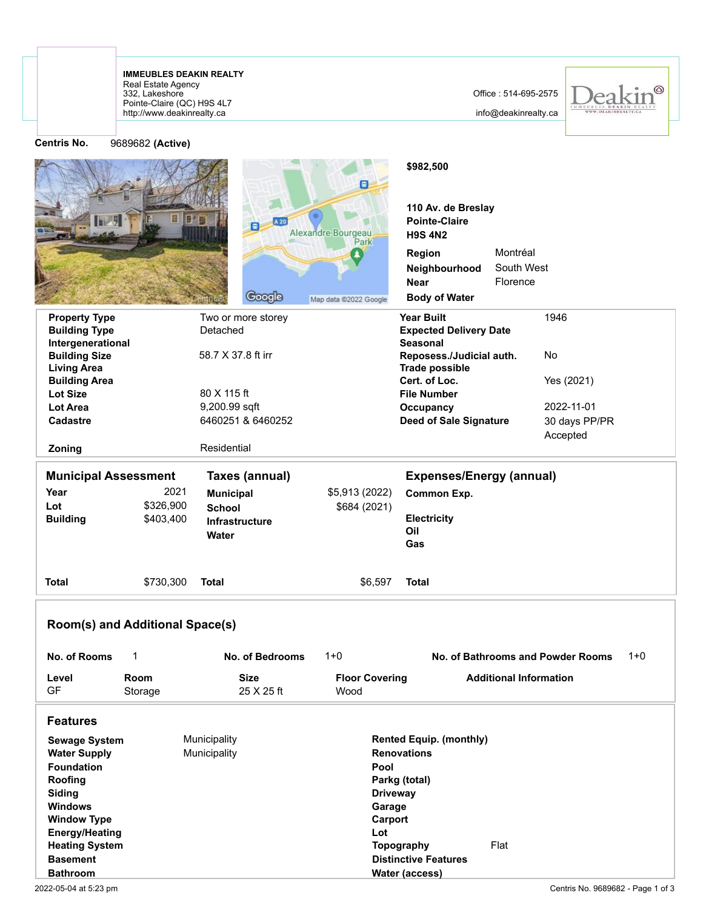**IMMEUBLES DEAKIN REALTY**
Real Estate Agency
332, Lakeshore
Pointe-Claire (QC) H9S 4L7
http://www.deakinrealty.ca

Office : 514-695-2575
info@deakinrealty.ca

**Centris No.** 9689682 **(Active)**

**$982,500**

**110 Av. de Breslay**
**Pointe-Claire**
**H9S 4N2**

| | |
|---|---|
| **Region** | Montréal |
| **Neighbourhood** | South West |
| **Near** | Florence |
| **Body of Water** | |

| | | | |
|---|---|---|---|
| **Property Type** | Two or more storey | **Year Built** | 1946 |
| **Building Type** | Detached | **Expected Delivery Date** | |
| **Intergenerational** | | **Seasonal** | |
| **Building Size** | 58.7 X 37.8 ft irr | **Reposess./Judicial auth.** | No |
| **Living Area** | | **Trade possible** | |
| **Building Area** | | **Cert. of Loc.** | Yes (2021) |
| **Lot Size** | 80 X 115 ft | **File Number** | |
| **Lot Area** | 9,200.99 sqft | **Occupancy** | 2022-11-01 |
| **Cadastre** | 6460251 & 6460252 | **Deed of Sale Signature** | 30 days PP/PR Accepted |
| **Zoning** | Residential | | |

| **Municipal Assessment** | | **Taxes (annual)** | | **Expenses/Energy (annual)** | |
|---|---|---|---|---|---|
| **Year** | 2021 | **Municipal** | $5,913 (2022) | **Common Exp.** | |
| **Lot** | $326,900 | **School** | $684 (2021) | | |
| **Building** | $403,400 | **Infrastructure** | | **Electricity** | |
| | | **Water** | | **Oil** | |
| | | | | **Gas** | |
| **Total** | $730,300 | **Total** | $6,597 | **Total** | |

## Room(s) and Additional Space(s)

**No. of Rooms** 1 **No. of Bedrooms** 1+0 **No. of Bathrooms and Powder Rooms** 1+0

| Level | Room | Size | Floor Covering | Additional Information |
|---|---|---|---|---|
| GF | Storage | 25 X 25 ft | Wood | |

## Features

| | | | |
|---|---|---|---|
| **Sewage System** | Municipality | **Rented Equip. (monthly)** | |
| **Water Supply** | Municipality | **Renovations** | |
| **Foundation** | | **Pool** | |
| **Roofing** | | **Parkg (total)** | |
| **Siding** | | **Driveway** | |
| **Windows** | | **Garage** | |
| **Window Type** | | **Carport** | |
| **Energy/Heating** | | **Lot** | |
| **Heating System** | | **Topography** | Flat |
| **Basement** | | **Distinctive Features** | |
| **Bathroom** | | **Water (access)** | |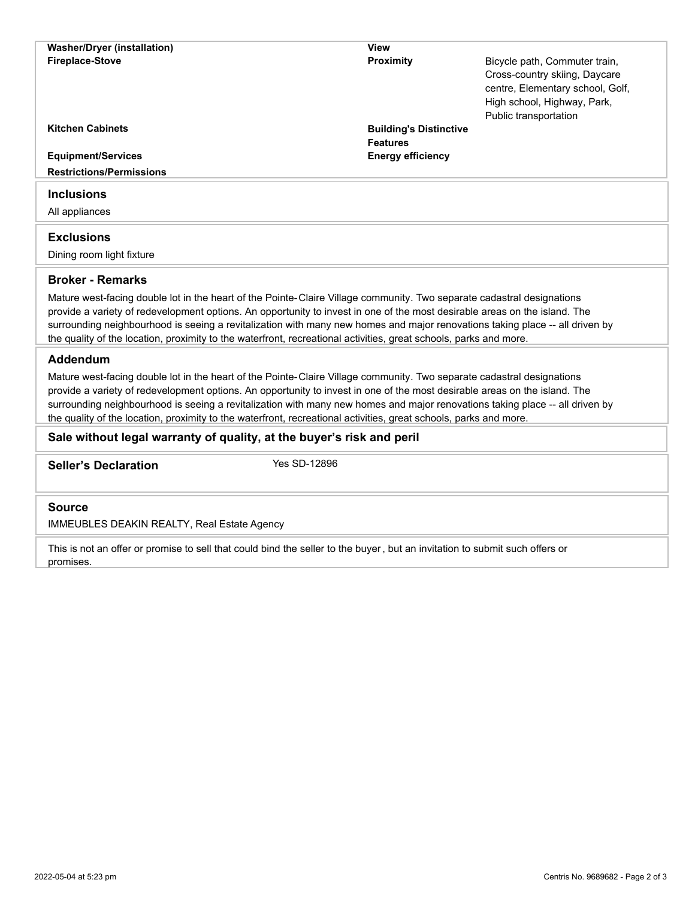| | | | |
|---|---|---|---|
| **Washer/Dryer (installation)** | | **View** | |
| **Fireplace-Stove** | | **Proximity** | Bicycle path, Commuter train, Cross-country skiing, Daycare centre, Elementary school, Golf, High school, Highway, Park, Public transportation |
| **Kitchen Cabinets** | | **Building's Distinctive Features** | |
| **Equipment/Services** | | **Energy efficiency** | |
| **Restrictions/Permissions** | | | |

## Inclusions

All appliances

## Exclusions

Dining room light fixture

## Broker - Remarks

Mature west-facing double lot in the heart of the Pointe-Claire Village community. Two separate cadastral designations provide a variety of redevelopment options. An opportunity to invest in one of the most desirable areas on the island. The surrounding neighbourhood is seeing a revitalization with many new homes and major renovations taking place -- all driven by the quality of the location, proximity to the waterfront, recreational activities, great schools, parks and more.

## Addendum

Mature west-facing double lot in the heart of the Pointe-Claire Village community. Two separate cadastral designations provide a variety of redevelopment options. An opportunity to invest in one of the most desirable areas on the island. The surrounding neighbourhood is seeing a revitalization with many new homes and major renovations taking place -- all driven by the quality of the location, proximity to the waterfront, recreational activities, great schools, parks and more.

## Sale without legal warranty of quality, at the buyer's risk and peril

**Seller's Declaration** Yes SD-12896

## Source

IMMEUBLES DEAKIN REALTY, Real Estate Agency

This is not an offer or promise to sell that could bind the seller to the buyer, but an invitation to submit such offers or promises.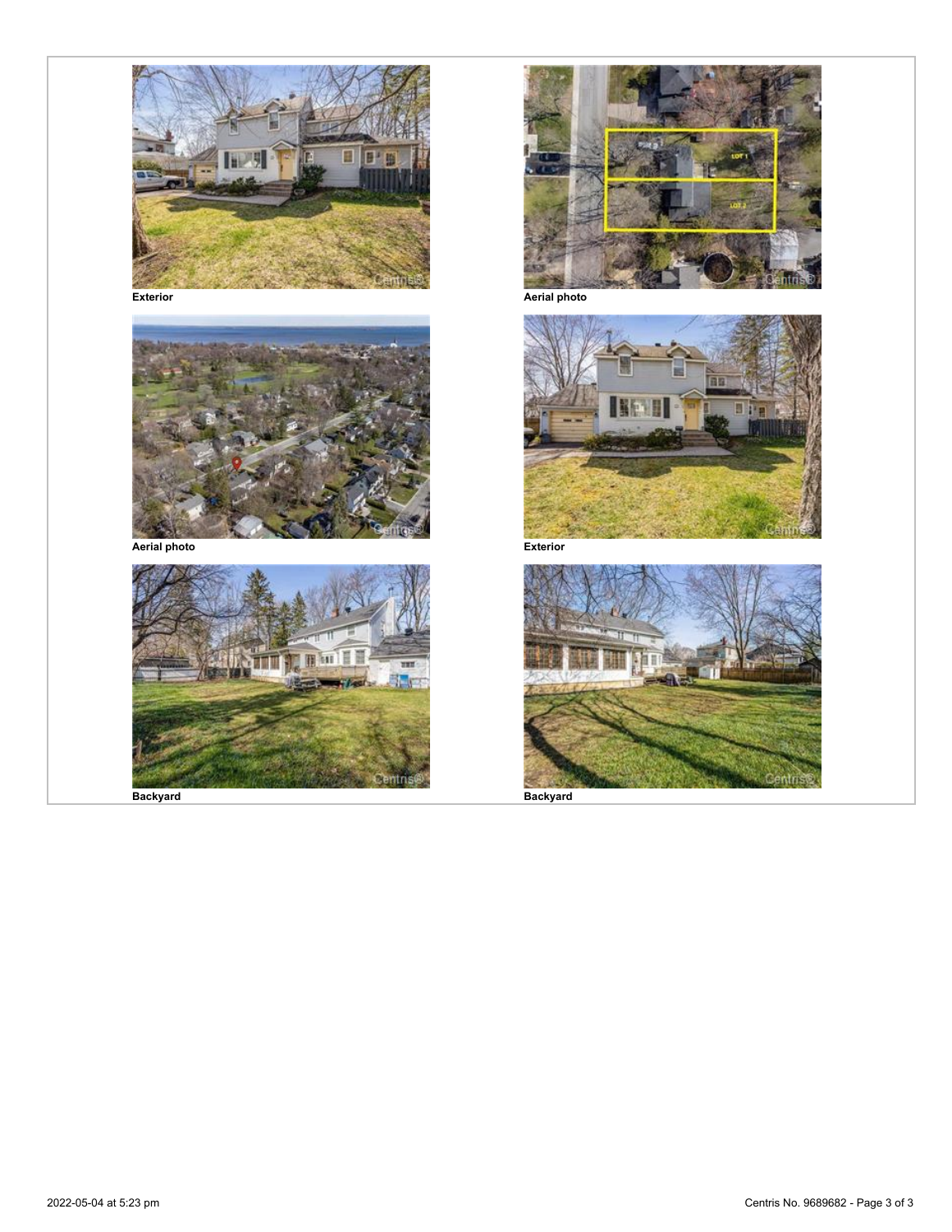Exterior

Aerial photo

Aerial photo

Exterior

Backyard

Backyard